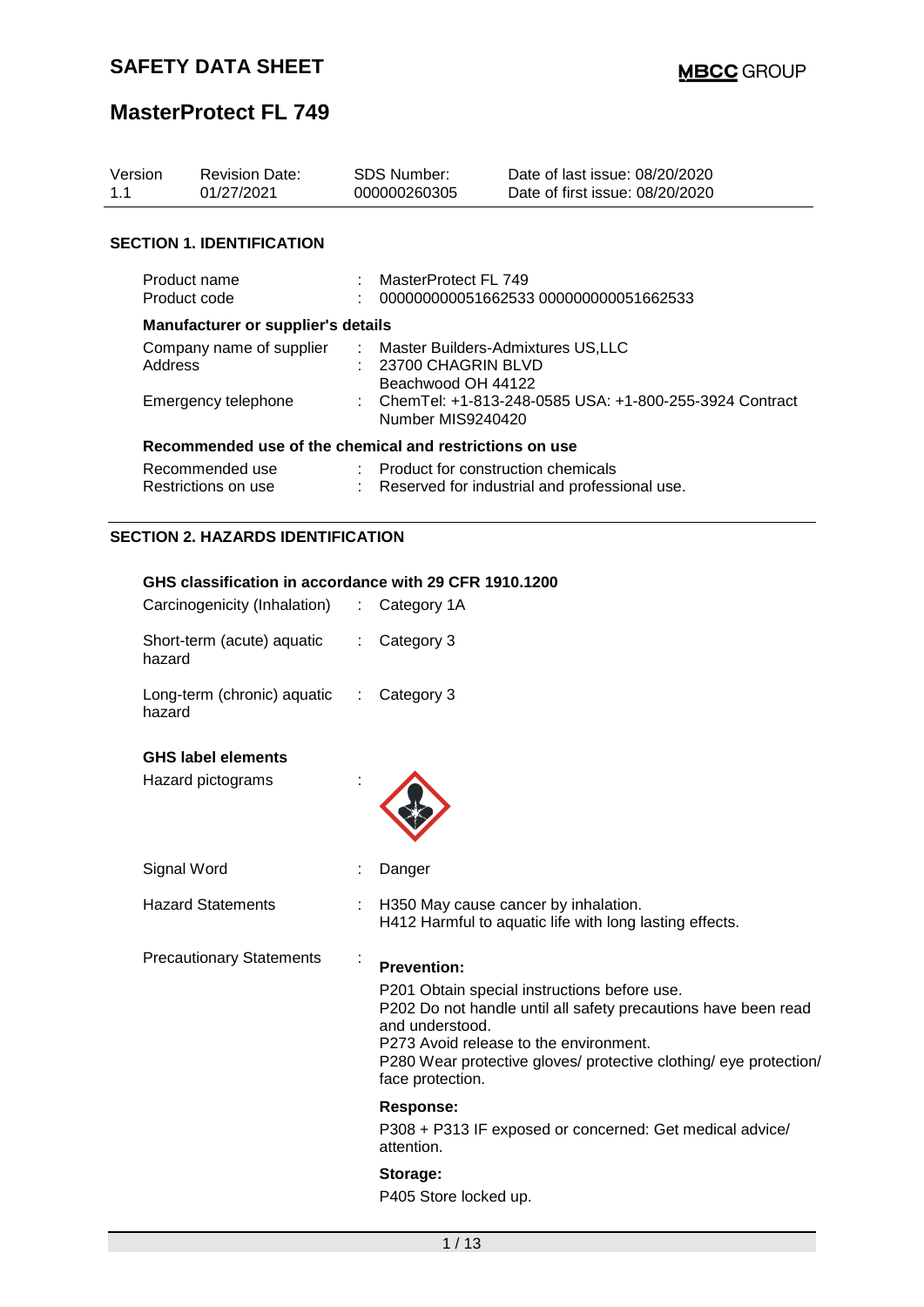# SAFETY DATA SHEET

**MBCC GROUP**

# MasterProtect FL 749

| Version | Revision Date: | SDS Number: | Date of last issue: 08/20/2020 |
|---|---|---|---|
| 1.1 | 01/27/2021 | 000000260305 | Date of first issue: 08/20/2020 |

## SECTION 1. IDENTIFICATION

Product name : MasterProtect FL 749
Product code : 000000000051662533 000000000051662533

**Manufacturer or supplier's details**

Company name of supplier : Master Builders-Admixtures US,LLC
Address : 23700 CHAGRIN BLVD
Beachwood OH 44122
Emergency telephone : ChemTel: +1-813-248-0585 USA: +1-800-255-3924 Contract Number MIS9240420

**Recommended use of the chemical and restrictions on use**

Recommended use : Product for construction chemicals
Restrictions on use : Reserved for industrial and professional use.

## SECTION 2. HAZARDS IDENTIFICATION

**GHS classification in accordance with 29 CFR 1910.1200**

Carcinogenicity (Inhalation) : Category 1A

Short-term (acute) aquatic hazard : Category 3

Long-term (chronic) aquatic hazard : Category 3

**GHS label elements**

Hazard pictograms :

Signal Word : Danger

Hazard Statements : H350 May cause cancer by inhalation.
H412 Harmful to aquatic life with long lasting effects.

Precautionary Statements :

**Prevention:**

P201 Obtain special instructions before use.
P202 Do not handle until all safety precautions have been read and understood.
P273 Avoid release to the environment.
P280 Wear protective gloves/ protective clothing/ eye protection/ face protection.

**Response:**

P308 + P313 IF exposed or concerned: Get medical advice/ attention.

**Storage:**

P405 Store locked up.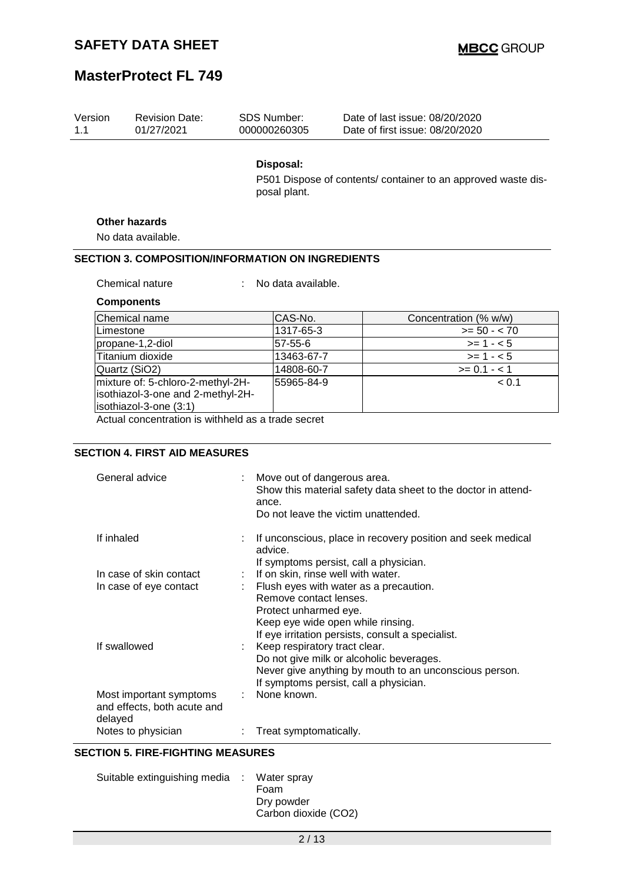**Disposal:**

P501 Dispose of contents/ container to an approved waste disposal plant.

**Other hazards**

No data available.

## SECTION 3. COMPOSITION/INFORMATION ON INGREDIENTS

Chemical nature : No data available.

**Components**

| Chemical name | CAS-No. | Concentration (% w/w) |
|---|---|---|
| Limestone | 1317-65-3 | >= 50 - < 70 |
| propane-1,2-diol | 57-55-6 | >= 1 - < 5 |
| Titanium dioxide | 13463-67-7 | >= 1 - < 5 |
| Quartz ($SiO_2$) | 14808-60-7 | >= 0.1 - < 1 |
| mixture of: 5-chloro-2-methyl-2H-isothiazol-3-one and 2-methyl-2H-isothiazol-3-one (3:1) | 55965-84-9 | < 0.1 |

Actual concentration is withheld as a trade secret

## SECTION 4. FIRST AID MEASURES

General advice : Move out of dangerous area.
Show this material safety data sheet to the doctor in attendance.
Do not leave the victim unattended.

If inhaled : If unconscious, place in recovery position and seek medical advice.
If symptoms persist, call a physician.

In case of skin contact : If on skin, rinse well with water.

In case of eye contact : Flush eyes with water as a precaution.
Remove contact lenses.
Protect unharmed eye.
Keep eye wide open while rinsing.
If eye irritation persists, consult a specialist.

If swallowed : Keep respiratory tract clear.
Do not give milk or alcoholic beverages.
Never give anything by mouth to an unconscious person.
If symptoms persist, call a physician.

Most important symptoms and effects, both acute and delayed : None known.

Notes to physician : Treat symptomatically.

## SECTION 5. FIRE-FIGHTING MEASURES

Suitable extinguishing media : Water spray
Foam
Dry powder
Carbon dioxide ($CO_2$)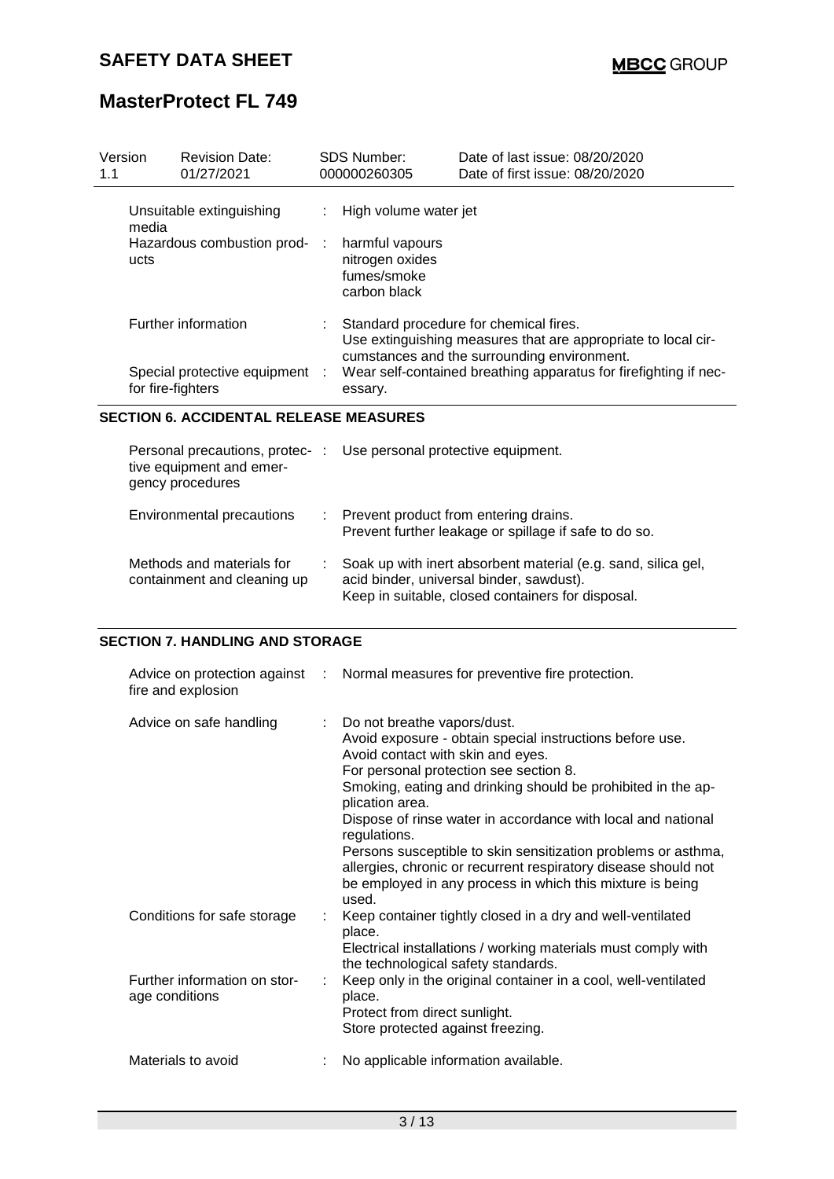| Version 1.1 | Revision Date: 01/27/2021 | SDS Number: 000000260305 | Date of last issue: 08/20/2020<br>Date of first issue: 08/20/2020 |
|---|---|---|---|

| | |
|---|---|
| Unsuitable extinguishing media | : High volume water jet |
| Hazardous combustion products | : harmful vapours<br>nitrogen oxides<br>fumes/smoke<br>carbon black |
| Further information | : Standard procedure for chemical fires.<br>Use extinguishing measures that are appropriate to local circumstances and the surrounding environment. |
| Special protective equipment for fire-fighters | : Wear self-contained breathing apparatus for firefighting if necessary. |

## SECTION 6. ACCIDENTAL RELEASE MEASURES

| | |
|---|---|
| Personal precautions, protective equipment and emergency procedures | : Use personal protective equipment. |
| Environmental precautions | : Prevent product from entering drains.<br>Prevent further leakage or spillage if safe to do so. |
| Methods and materials for containment and cleaning up | : Soak up with inert absorbent material (e.g. sand, silica gel, acid binder, universal binder, sawdust).<br>Keep in suitable, closed containers for disposal. |

## SECTION 7. HANDLING AND STORAGE

| | |
|---|---|
| Advice on protection against fire and explosion | : Normal measures for preventive fire protection. |
| Advice on safe handling | : Do not breathe vapors/dust.<br>Avoid exposure - obtain special instructions before use.<br>Avoid contact with skin and eyes.<br>For personal protection see section 8.<br>Smoking, eating and drinking should be prohibited in the application area.<br>Dispose of rinse water in accordance with local and national regulations.<br>Persons susceptible to skin sensitization problems or asthma, allergies, chronic or recurrent respiratory disease should not be employed in any process in which this mixture is being used. |
| Conditions for safe storage | : Keep container tightly closed in a dry and well-ventilated place.<br>Electrical installations / working materials must comply with the technological safety standards. |
| Further information on storage conditions | : Keep only in the original container in a cool, well-ventilated place.<br>Protect from direct sunlight.<br>Store protected against freezing. |
| Materials to avoid | : No applicable information available. |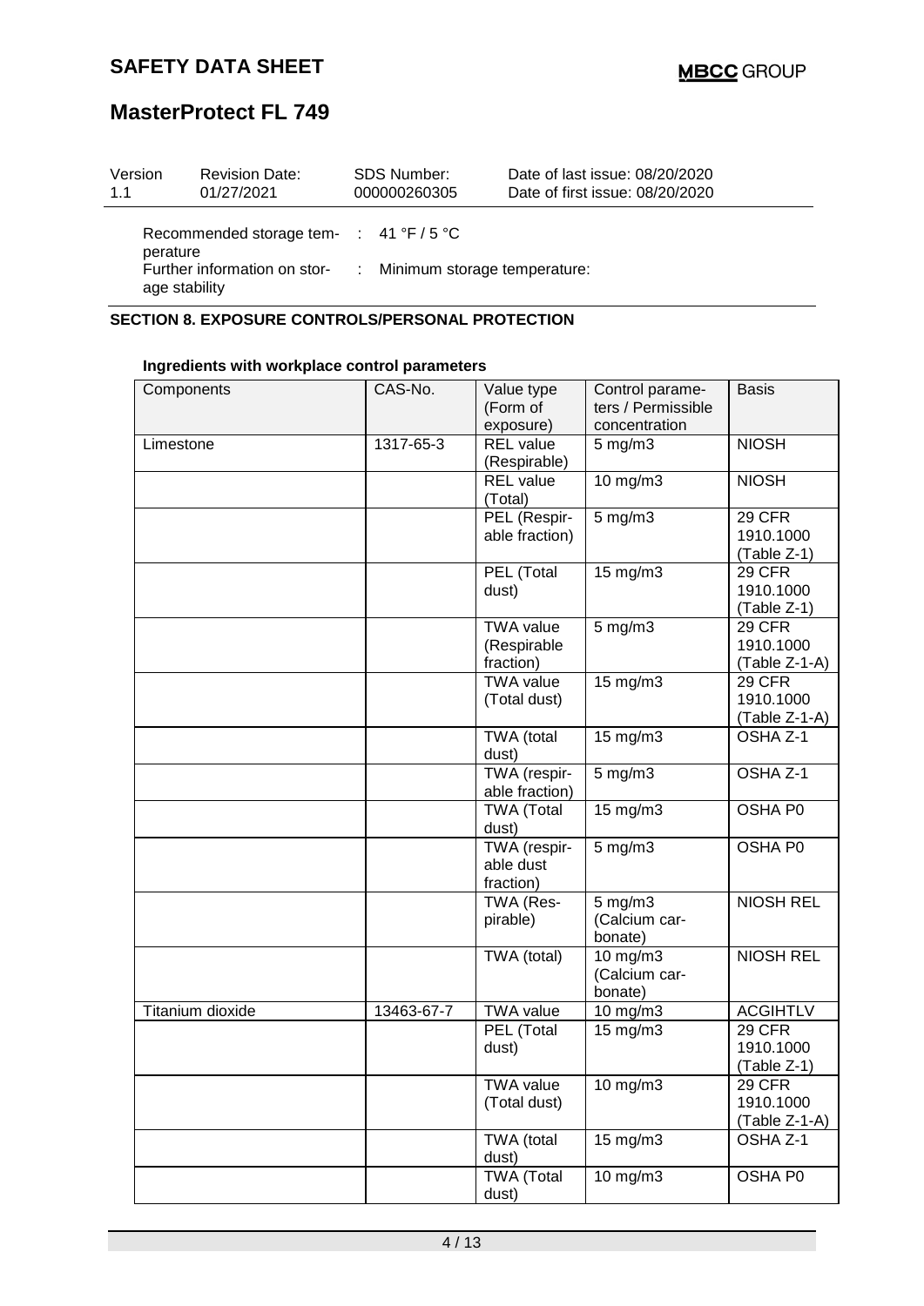Recommended storage temperature : 41 °F / 5 °C

Further information on storage stability : Minimum storage temperature:

## SECTION 8. EXPOSURE CONTROLS/PERSONAL PROTECTION

### Ingredients with workplace control parameters

| Components | CAS-No. | Value type (Form of exposure) | Control parameters / Permissible concentration | Basis |
|---|---|---|---|---|
| Limestone | 1317-65-3 | REL value (Respirable) | 5 mg/m3 | NIOSH |
| | | REL value (Total) | 10 mg/m3 | NIOSH |
| | | PEL (Respirable fraction) | 5 mg/m3 | 29 CFR 1910.1000 (Table Z-1) |
| | | PEL (Total dust) | 15 mg/m3 | 29 CFR 1910.1000 (Table Z-1) |
| | | TWA value (Respirable fraction) | 5 mg/m3 | 29 CFR 1910.1000 (Table Z-1-A) |
| | | TWA value (Total dust) | 15 mg/m3 | 29 CFR 1910.1000 (Table Z-1-A) |
| | | TWA (total dust) | 15 mg/m3 | OSHA Z-1 |
| | | TWA (respirable fraction) | 5 mg/m3 | OSHA Z-1 |
| | | TWA (Total dust) | 15 mg/m3 | OSHA P0 |
| | | TWA (respirable dust fraction) | 5 mg/m3 | OSHA P0 |
| | | TWA (Respirable) | 5 mg/m3 (Calcium carbonate) | NIOSH REL |
| | | TWA (total) | 10 mg/m3 (Calcium carbonate) | NIOSH REL |
| Titanium dioxide | 13463-67-7 | TWA value | 10 mg/m3 | ACGIHTLV |
| | | PEL (Total dust) | 15 mg/m3 | 29 CFR 1910.1000 (Table Z-1) |
| | | TWA value (Total dust) | 10 mg/m3 | 29 CFR 1910.1000 (Table Z-1-A) |
| | | TWA (total dust) | 15 mg/m3 | OSHA Z-1 |
| | | TWA (Total dust) | 10 mg/m3 | OSHA P0 |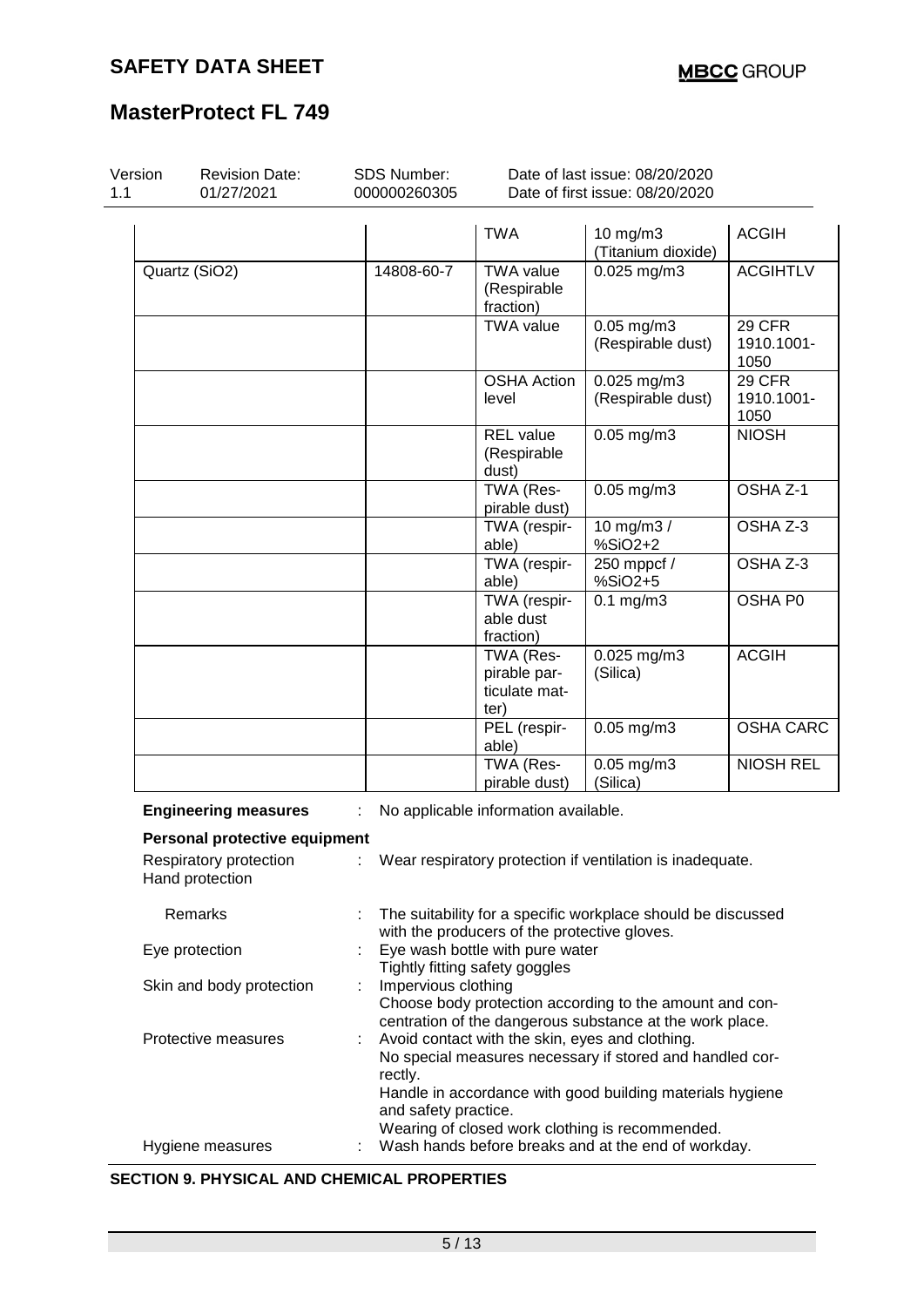# SAFETY DATA SHEET

# MasterProtect FL 749

| Version | Revision Date: | SDS Number: | Date of last issue: 08/20/2020 |
|---|---|---|---|
| 1.1 | 01/27/2021 | 000000260305 | Date of first issue: 08/20/2020 |

| | | | | |
|---|---|---|---|---|
| | | TWA | 10 mg/m3 (Titanium dioxide) | ACGIH |
| Quartz (SiO2) | 14808-60-7 | TWA value (Respirable fraction) | 0.025 mg/m3 | ACGIHTLV |
| | | TWA value | 0.05 mg/m3 (Respirable dust) | 29 CFR 1910.1001-1050 |
| | | OSHA Action level | 0.025 mg/m3 (Respirable dust) | 29 CFR 1910.1001-1050 |
| | | REL value (Respirable dust) | 0.05 mg/m3 | NIOSH |
| | | TWA (Respirable dust) | 0.05 mg/m3 | OSHA Z-1 |
| | | TWA (respirable) | 10 mg/m3 / %SiO2+2 | OSHA Z-3 |
| | | TWA (respirable) | 250 mppcf / %SiO2+5 | OSHA Z-3 |
| | | TWA (respirable dust fraction) | 0.1 mg/m3 | OSHA P0 |
| | | TWA (Respirable particulate matter) | 0.025 mg/m3 (Silica) | ACGIH |
| | | PEL (respirable) | 0.05 mg/m3 | OSHA CARC |
| | | TWA (Respirable dust) | 0.05 mg/m3 (Silica) | NIOSH REL |

**Engineering measures** : No applicable information available.

**Personal protective equipment**

Respiratory protection : Wear respiratory protection if ventilation is inadequate.

Hand protection

Remarks : The suitability for a specific workplace should be discussed with the producers of the protective gloves.

Eye protection : Eye wash bottle with pure water
Tightly fitting safety goggles

Skin and body protection : Impervious clothing
Choose body protection according to the amount and concentration of the dangerous substance at the work place.

Protective measures : Avoid contact with the skin, eyes and clothing.
No special measures necessary if stored and handled correctly.
Handle in accordance with good building materials hygiene and safety practice.
Wearing of closed work clothing is recommended.

Hygiene measures : Wash hands before breaks and at the end of workday.

**SECTION 9. PHYSICAL AND CHEMICAL PROPERTIES**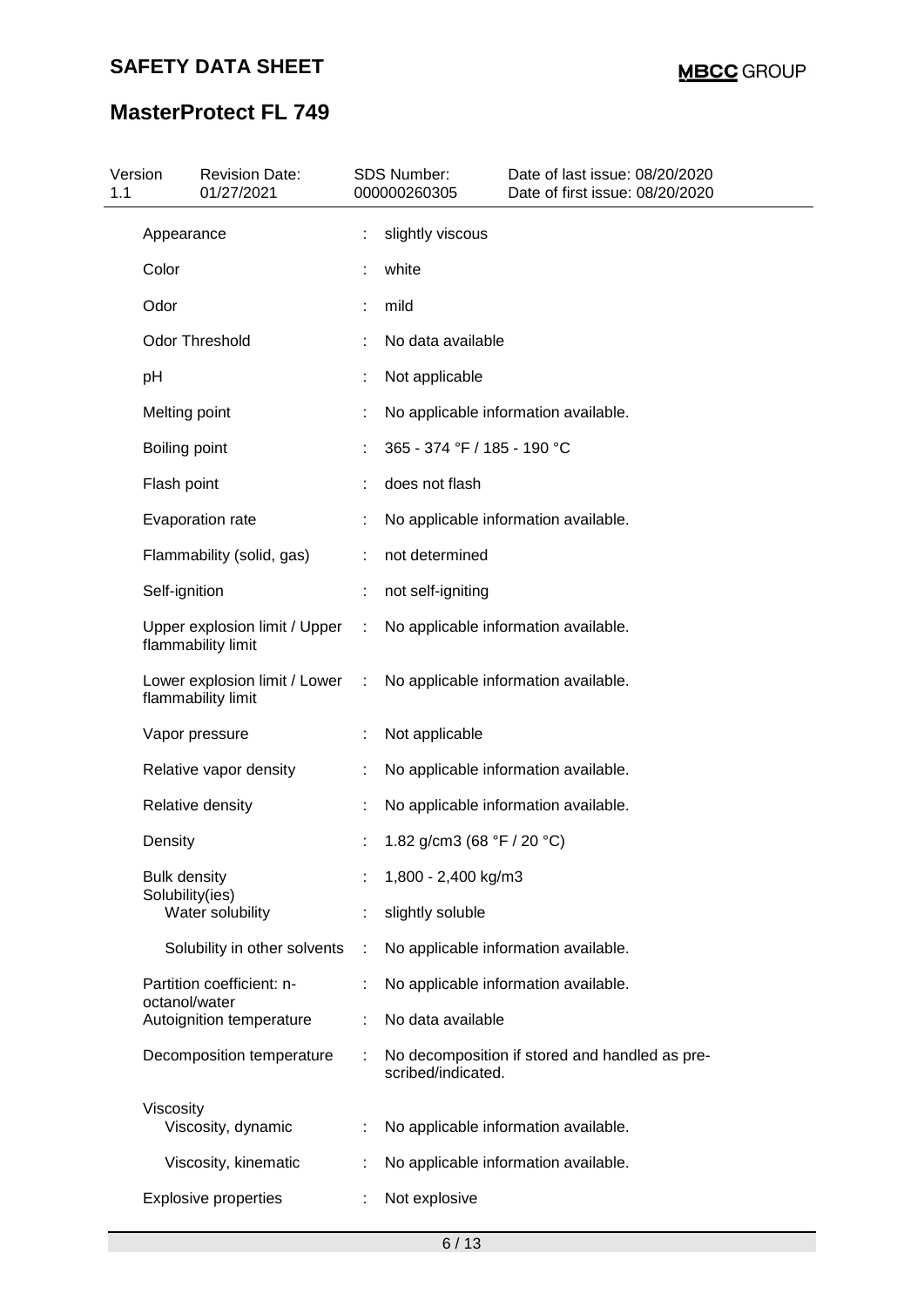| Property | | Value |
|---|---|---|
| Appearance | : | slightly viscous |
| Color | : | white |
| Odor | : | mild |
| Odor Threshold | : | No data available |
| pH | : | Not applicable |
| Melting point | : | No applicable information available. |
| Boiling point | : | 365 - 374 °F / 185 - 190 °C |
| Flash point | : | does not flash |
| Evaporation rate | : | No applicable information available. |
| Flammability (solid, gas) | : | not determined |
| Self-ignition | : | not self-igniting |
| Upper explosion limit / Upper flammability limit | : | No applicable information available. |
| Lower explosion limit / Lower flammability limit | : | No applicable information available. |
| Vapor pressure | : | Not applicable |
| Relative vapor density | : | No applicable information available. |
| Relative density | : | No applicable information available. |
| Density | : | 1.82 g/cm3 (68 °F / 20 °C) |
| Bulk density | : | 1,800 - 2,400 kg/m3 |
| Solubility(ies) | | |
| Water solubility | : | slightly soluble |
| Solubility in other solvents | : | No applicable information available. |
| Partition coefficient: n-octanol/water | : | No applicable information available. |
| Autoignition temperature | : | No data available |
| Decomposition temperature | : | No decomposition if stored and handled as prescribed/indicated. |
| Viscosity | | |
| Viscosity, dynamic | : | No applicable information available. |
| Viscosity, kinematic | : | No applicable information available. |
| Explosive properties | : | Not explosive |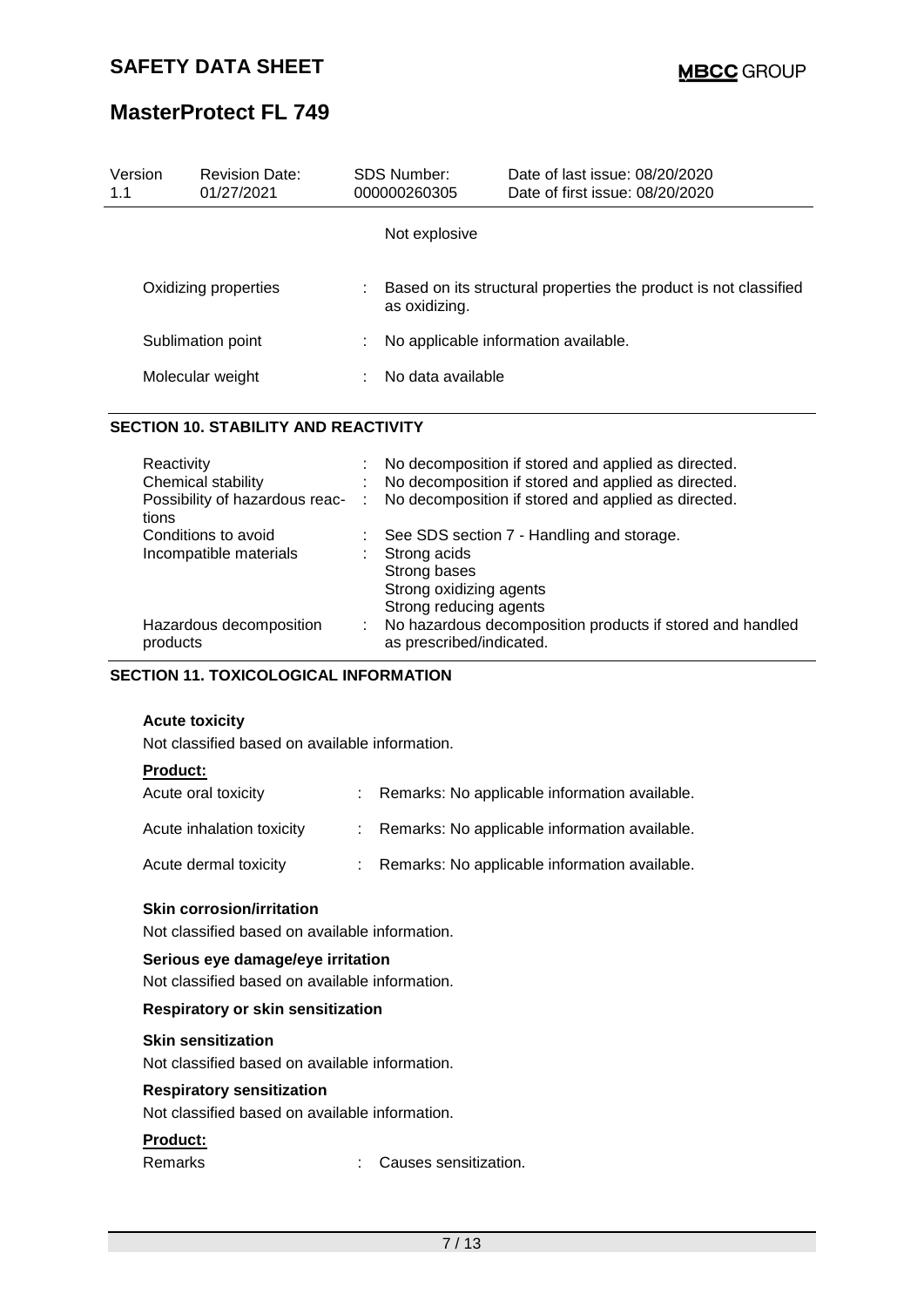| | | |
|---|---|---|
| | | Not explosive |
| Oxidizing properties | : | Based on its structural properties the product is not classified as oxidizing. |
| Sublimation point | : | No applicable information available. |
| Molecular weight | : | No data available |

## SECTION 10. STABILITY AND REACTIVITY

| | | |
|---|---|---|
| Reactivity | : | No decomposition if stored and applied as directed. |
| Chemical stability | : | No decomposition if stored and applied as directed. |
| Possibility of hazardous reactions | : | No decomposition if stored and applied as directed. |
| Conditions to avoid | : | See SDS section 7 - Handling and storage. |
| Incompatible materials | : | Strong acids<br>Strong bases<br>Strong oxidizing agents<br>Strong reducing agents |
| Hazardous decomposition products | : | No hazardous decomposition products if stored and handled as prescribed/indicated. |

## SECTION 11. TOXICOLOGICAL INFORMATION

**Acute toxicity**

Not classified based on available information.

**Product:**

| | | |
|---|---|---|
| Acute oral toxicity | : | Remarks: No applicable information available. |
| Acute inhalation toxicity | : | Remarks: No applicable information available. |
| Acute dermal toxicity | : | Remarks: No applicable information available. |

**Skin corrosion/irritation**

Not classified based on available information.

**Serious eye damage/eye irritation**

Not classified based on available information.

**Respiratory or skin sensitization**

**Skin sensitization**

Not classified based on available information.

**Respiratory sensitization**

Not classified based on available information.

**Product:**

| | | |
|---|---|---|
| Remarks | : | Causes sensitization. |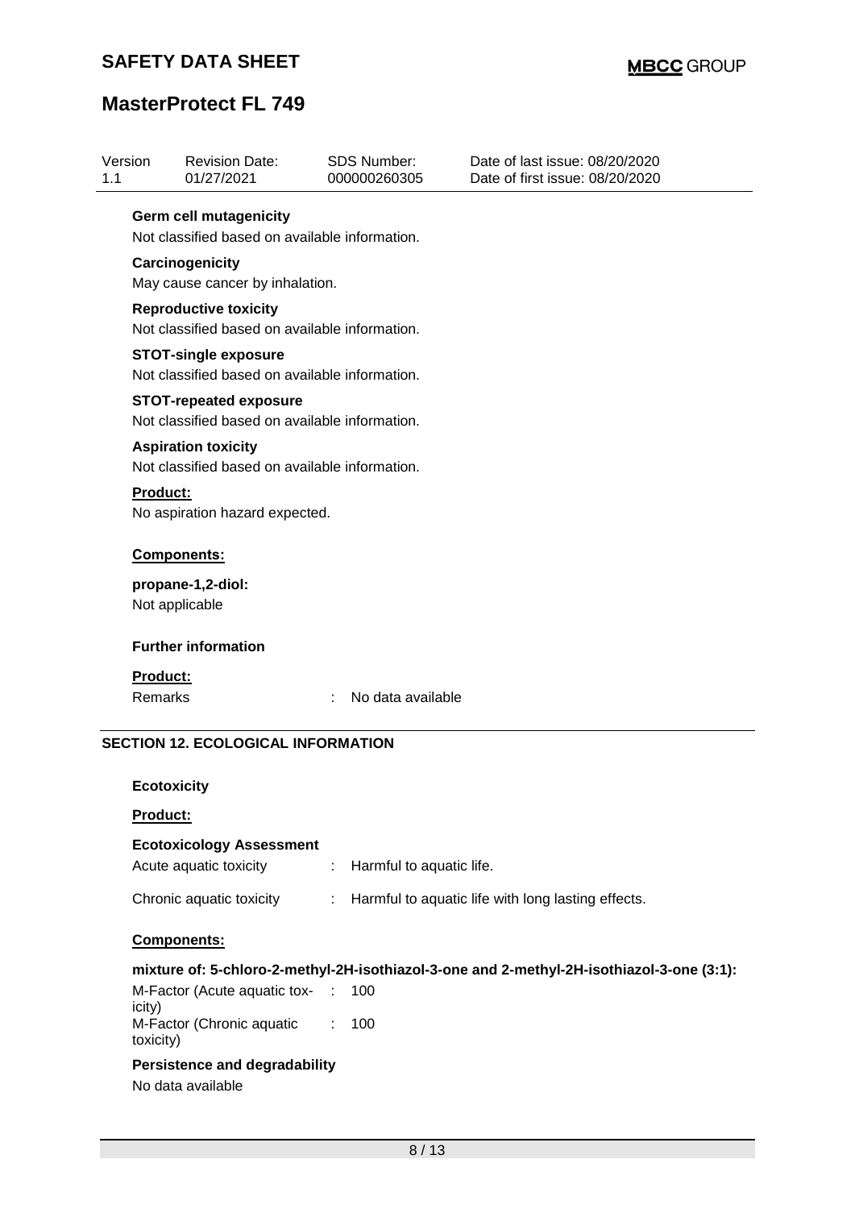**Germ cell mutagenicity**

Not classified based on available information.

**Carcinogenicity**

May cause cancer by inhalation.

**Reproductive toxicity**

Not classified based on available information.

**STOT-single exposure**

Not classified based on available information.

**STOT-repeated exposure**

Not classified based on available information.

**Aspiration toxicity**

Not classified based on available information.

**Product:**

No aspiration hazard expected.

**Components:**

**propane-1,2-diol:**

Not applicable

**Further information**

**Product:**

Remarks : No data available

## SECTION 12. ECOLOGICAL INFORMATION

**Ecotoxicity**

**Product:**

**Ecotoxicology Assessment**

Acute aquatic toxicity : Harmful to aquatic life.

Chronic aquatic toxicity : Harmful to aquatic life with long lasting effects.

**Components:**

**mixture of: 5-chloro-2-methyl-2H-isothiazol-3-one and 2-methyl-2H-isothiazol-3-one (3:1):**

M-Factor (Acute aquatic toxicity) : 100

M-Factor (Chronic aquatic toxicity) : 100

**Persistence and degradability**

No data available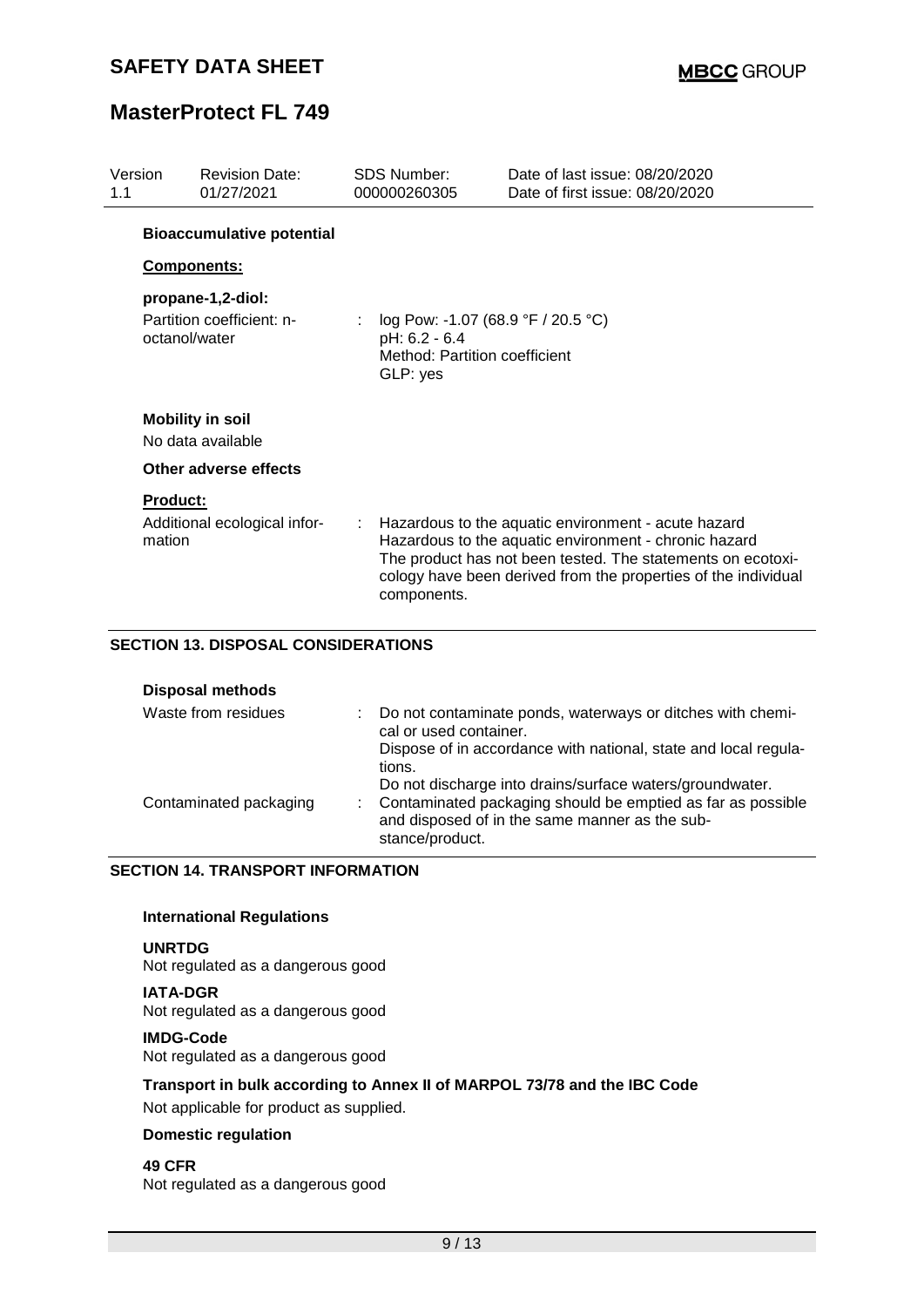**Bioaccumulative potential**

**Components:**

**propane-1,2-diol:**

Partition coefficient: n-octanol/water : log Pow: -1.07 (68.9 °F / 20.5 °C)
pH: 6.2 - 6.4
Method: Partition coefficient
GLP: yes

**Mobility in soil**

No data available

**Other adverse effects**

**Product:**

Additional ecological information : Hazardous to the aquatic environment - acute hazard
Hazardous to the aquatic environment - chronic hazard
The product has not been tested. The statements on ecotoxicology have been derived from the properties of the individual components.

## SECTION 13. DISPOSAL CONSIDERATIONS

**Disposal methods**

Waste from residues : Do not contaminate ponds, waterways or ditches with chemical or used container.
Dispose of in accordance with national, state and local regulations.
Do not discharge into drains/surface waters/groundwater.

Contaminated packaging : Contaminated packaging should be emptied as far as possible and disposed of in the same manner as the substance/product.

## SECTION 14. TRANSPORT INFORMATION

**International Regulations**

**UNRTDG**
Not regulated as a dangerous good

**IATA-DGR**
Not regulated as a dangerous good

**IMDG-Code**
Not regulated as a dangerous good

**Transport in bulk according to Annex II of MARPOL 73/78 and the IBC Code**

Not applicable for product as supplied.

**Domestic regulation**

**49 CFR**
Not regulated as a dangerous good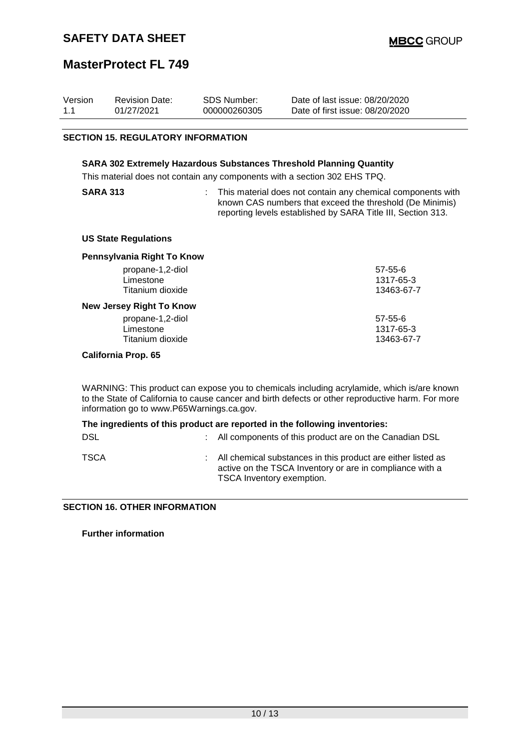| Version | Revision Date: | SDS Number: | Date of last issue: 08/20/2020 |
|---|---|---|---|
| 1.1 | 01/27/2021 | 000000260305 | Date of first issue: 08/20/2020 |

## SECTION 15. REGULATORY INFORMATION

**SARA 302 Extremely Hazardous Substances Threshold Planning Quantity**

This material does not contain any components with a section 302 EHS TPQ.

**SARA 313** : This material does not contain any chemical components with known CAS numbers that exceed the threshold (De Minimis) reporting levels established by SARA Title III, Section 313.

**US State Regulations**

**Pennsylvania Right To Know**

| | |
|---|---|
| propane-1,2-diol | 57-55-6 |
| Limestone | 1317-65-3 |
| Titanium dioxide | 13463-67-7 |

**New Jersey Right To Know**

| | |
|---|---|
| propane-1,2-diol | 57-55-6 |
| Limestone | 1317-65-3 |
| Titanium dioxide | 13463-67-7 |

**California Prop. 65**

WARNING: This product can expose you to chemicals including acrylamide, which is/are known to the State of California to cause cancer and birth defects or other reproductive harm. For more information go to www.P65Warnings.ca.gov.

**The ingredients of this product are reported in the following inventories:**

DSL : All components of this product are on the Canadian DSL

TSCA : All chemical substances in this product are either listed as active on the TSCA Inventory or are in compliance with a TSCA Inventory exemption.

## SECTION 16. OTHER INFORMATION

**Further information**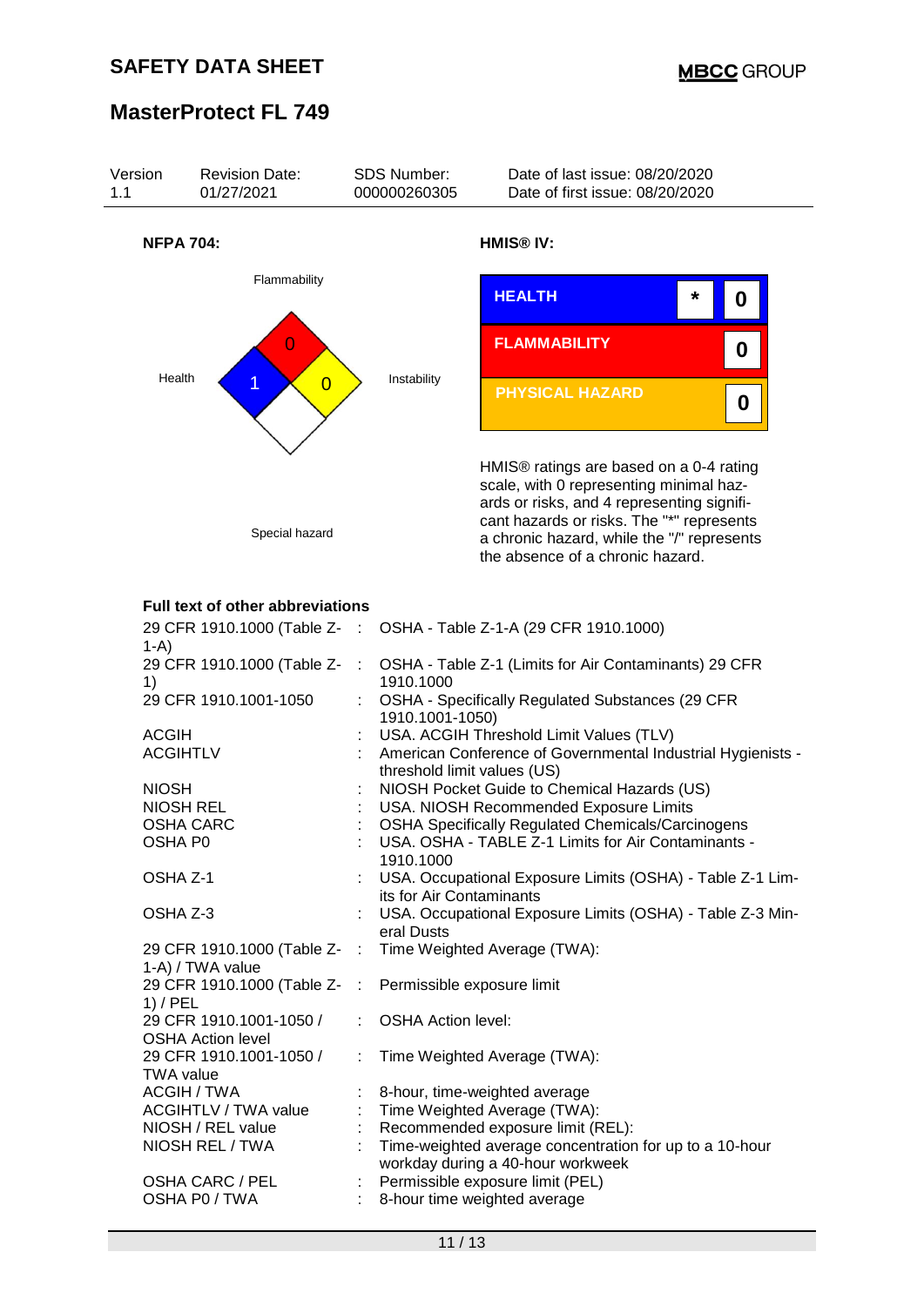| Version | Revision Date: | SDS Number: | Date of last issue: 08/20/2020 |
|---|---|---|---|
| 1.1 | 01/27/2021 | 000000260305 | Date of first issue: 08/20/2020 |

**NFPA 704:**

Flammability: 0
Health: 1
Instability: 0
Special hazard:

**HMIS® IV:**

| | | |
|---|---|---|
| HEALTH | * | 0 |
| FLAMMABILITY | | 0 |
| PHYSICAL HAZARD | | 0 |

HMIS® ratings are based on a 0-4 rating scale, with 0 representing minimal hazards or risks, and 4 representing significant hazards or risks. The "*" represents a chronic hazard, while the "/" represents the absence of a chronic hazard.

**Full text of other abbreviations**

| | | |
|---|---|---|
| 29 CFR 1910.1000 (Table Z-1-A) | : | OSHA - Table Z-1-A (29 CFR 1910.1000) |
| 29 CFR 1910.1000 (Table Z-1) | : | OSHA - Table Z-1 (Limits for Air Contaminants) 29 CFR 1910.1000 |
| 29 CFR 1910.1001-1050 | : | OSHA - Specifically Regulated Substances (29 CFR 1910.1001-1050) |
| ACGIH | : | USA. ACGIH Threshold Limit Values (TLV) |
| ACGIHTLV | : | American Conference of Governmental Industrial Hygienists - threshold limit values (US) |
| NIOSH | : | NIOSH Pocket Guide to Chemical Hazards (US) |
| NIOSH REL | : | USA. NIOSH Recommended Exposure Limits |
| OSHA CARC | : | OSHA Specifically Regulated Chemicals/Carcinogens |
| OSHA P0 | : | USA. OSHA - TABLE Z-1 Limits for Air Contaminants - 1910.1000 |
| OSHA Z-1 | : | USA. Occupational Exposure Limits (OSHA) - Table Z-1 Limits for Air Contaminants |
| OSHA Z-3 | : | USA. Occupational Exposure Limits (OSHA) - Table Z-3 Mineral Dusts |
| 29 CFR 1910.1000 (Table Z-1-A) / TWA value | : | Time Weighted Average (TWA): |
| 29 CFR 1910.1000 (Table Z-1) / PEL | : | Permissible exposure limit |
| 29 CFR 1910.1001-1050 / OSHA Action level | : | OSHA Action level: |
| 29 CFR 1910.1001-1050 / TWA value | : | Time Weighted Average (TWA): |
| ACGIH / TWA | : | 8-hour, time-weighted average |
| ACGIHTLV / TWA value | : | Time Weighted Average (TWA): |
| NIOSH / REL value | : | Recommended exposure limit (REL): |
| NIOSH REL / TWA | : | Time-weighted average concentration for up to a 10-hour workday during a 40-hour workweek |
| OSHA CARC / PEL | : | Permissible exposure limit (PEL) |
| OSHA P0 / TWA | : | 8-hour time weighted average |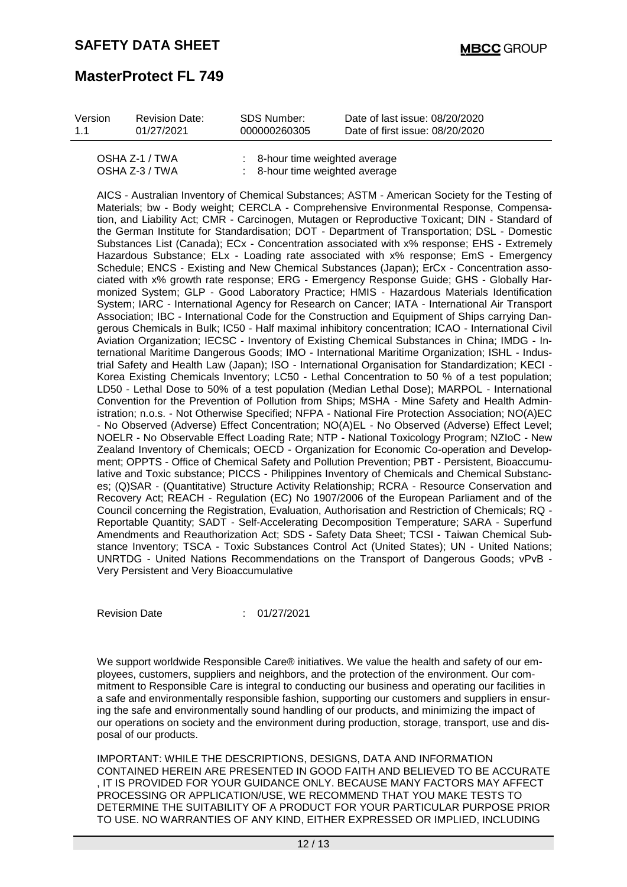| Version | Revision Date: | SDS Number: | Date of last issue: 08/20/2020 |
|---|---|---|---|
| 1.1 | 01/27/2021 | 000000260305 | Date of first issue: 08/20/2020 |

OSHA Z-1 / TWA : 8-hour time weighted average
OSHA Z-3 / TWA : 8-hour time weighted average

AICS - Australian Inventory of Chemical Substances; ASTM - American Society for the Testing of Materials; bw - Body weight; CERCLA - Comprehensive Environmental Response, Compensation, and Liability Act; CMR - Carcinogen, Mutagen or Reproductive Toxicant; DIN - Standard of the German Institute for Standardisation; DOT - Department of Transportation; DSL - Domestic Substances List (Canada); ECx - Concentration associated with x% response; EHS - Extremely Hazardous Substance; ELx - Loading rate associated with x% response; EmS - Emergency Schedule; ENCS - Existing and New Chemical Substances (Japan); ErCx - Concentration associated with x% growth rate response; ERG - Emergency Response Guide; GHS - Globally Harmonized System; GLP - Good Laboratory Practice; HMIS - Hazardous Materials Identification System; IARC - International Agency for Research on Cancer; IATA - International Air Transport Association; IBC - International Code for the Construction and Equipment of Ships carrying Dangerous Chemicals in Bulk; IC50 - Half maximal inhibitory concentration; ICAO - International Civil Aviation Organization; IECSC - Inventory of Existing Chemical Substances in China; IMDG - International Maritime Dangerous Goods; IMO - International Maritime Organization; ISHL - Industrial Safety and Health Law (Japan); ISO - International Organisation for Standardization; KECI - Korea Existing Chemicals Inventory; LC50 - Lethal Concentration to 50 % of a test population; LD50 - Lethal Dose to 50% of a test population (Median Lethal Dose); MARPOL - International Convention for the Prevention of Pollution from Ships; MSHA - Mine Safety and Health Administration; n.o.s. - Not Otherwise Specified; NFPA - National Fire Protection Association; NO(A)EC - No Observed (Adverse) Effect Concentration; NO(A)EL - No Observed (Adverse) Effect Level; NOELR - No Observable Effect Loading Rate; NTP - National Toxicology Program; NZIoC - New Zealand Inventory of Chemicals; OECD - Organization for Economic Co-operation and Development; OPPTS - Office of Chemical Safety and Pollution Prevention; PBT - Persistent, Bioaccumulative and Toxic substance; PICCS - Philippines Inventory of Chemicals and Chemical Substances; (Q)SAR - (Quantitative) Structure Activity Relationship; RCRA - Resource Conservation and Recovery Act; REACH - Regulation (EC) No 1907/2006 of the European Parliament and of the Council concerning the Registration, Evaluation, Authorisation and Restriction of Chemicals; RQ - Reportable Quantity; SADT - Self-Accelerating Decomposition Temperature; SARA - Superfund Amendments and Reauthorization Act; SDS - Safety Data Sheet; TCSI - Taiwan Chemical Substance Inventory; TSCA - Toxic Substances Control Act (United States); UN - United Nations; UNRTDG - United Nations Recommendations on the Transport of Dangerous Goods; vPvB - Very Persistent and Very Bioaccumulative

Revision Date : 01/27/2021

We support worldwide Responsible Care® initiatives. We value the health and safety of our employees, customers, suppliers and neighbors, and the protection of the environment. Our commitment to Responsible Care is integral to conducting our business and operating our facilities in a safe and environmentally responsible fashion, supporting our customers and suppliers in ensuring the safe and environmentally sound handling of our products, and minimizing the impact of our operations on society and the environment during production, storage, transport, use and disposal of our products.

IMPORTANT: WHILE THE DESCRIPTIONS, DESIGNS, DATA AND INFORMATION CONTAINED HEREIN ARE PRESENTED IN GOOD FAITH AND BELIEVED TO BE ACCURATE , IT IS PROVIDED FOR YOUR GUIDANCE ONLY. BECAUSE MANY FACTORS MAY AFFECT PROCESSING OR APPLICATION/USE, WE RECOMMEND THAT YOU MAKE TESTS TO DETERMINE THE SUITABILITY OF A PRODUCT FOR YOUR PARTICULAR PURPOSE PRIOR TO USE. NO WARRANTIES OF ANY KIND, EITHER EXPRESSED OR IMPLIED, INCLUDING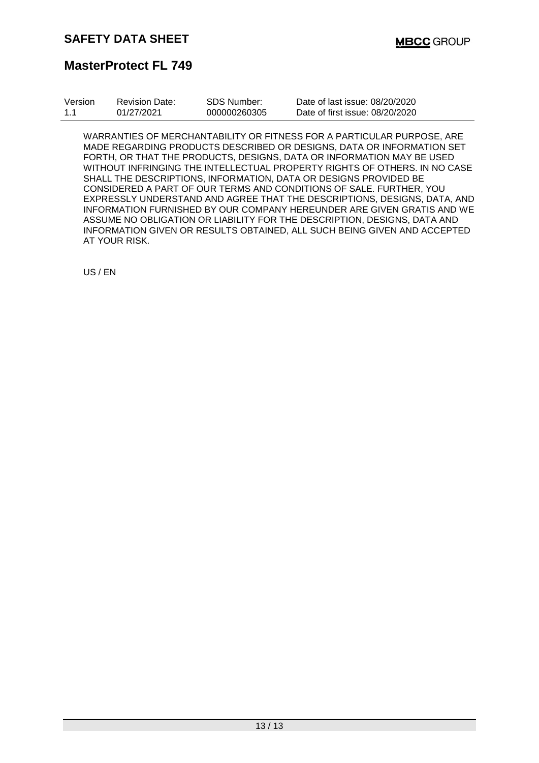WARRANTIES OF MERCHANTABILITY OR FITNESS FOR A PARTICULAR PURPOSE, ARE MADE REGARDING PRODUCTS DESCRIBED OR DESIGNS, DATA OR INFORMATION SET FORTH, OR THAT THE PRODUCTS, DESIGNS, DATA OR INFORMATION MAY BE USED WITHOUT INFRINGING THE INTELLECTUAL PROPERTY RIGHTS OF OTHERS. IN NO CASE SHALL THE DESCRIPTIONS, INFORMATION, DATA OR DESIGNS PROVIDED BE CONSIDERED A PART OF OUR TERMS AND CONDITIONS OF SALE. FURTHER, YOU EXPRESSLY UNDERSTAND AND AGREE THAT THE DESCRIPTIONS, DESIGNS, DATA, AND INFORMATION FURNISHED BY OUR COMPANY HEREUNDER ARE GIVEN GRATIS AND WE ASSUME NO OBLIGATION OR LIABILITY FOR THE DESCRIPTION, DESIGNS, DATA AND INFORMATION GIVEN OR RESULTS OBTAINED, ALL SUCH BEING GIVEN AND ACCEPTED AT YOUR RISK.

US / EN